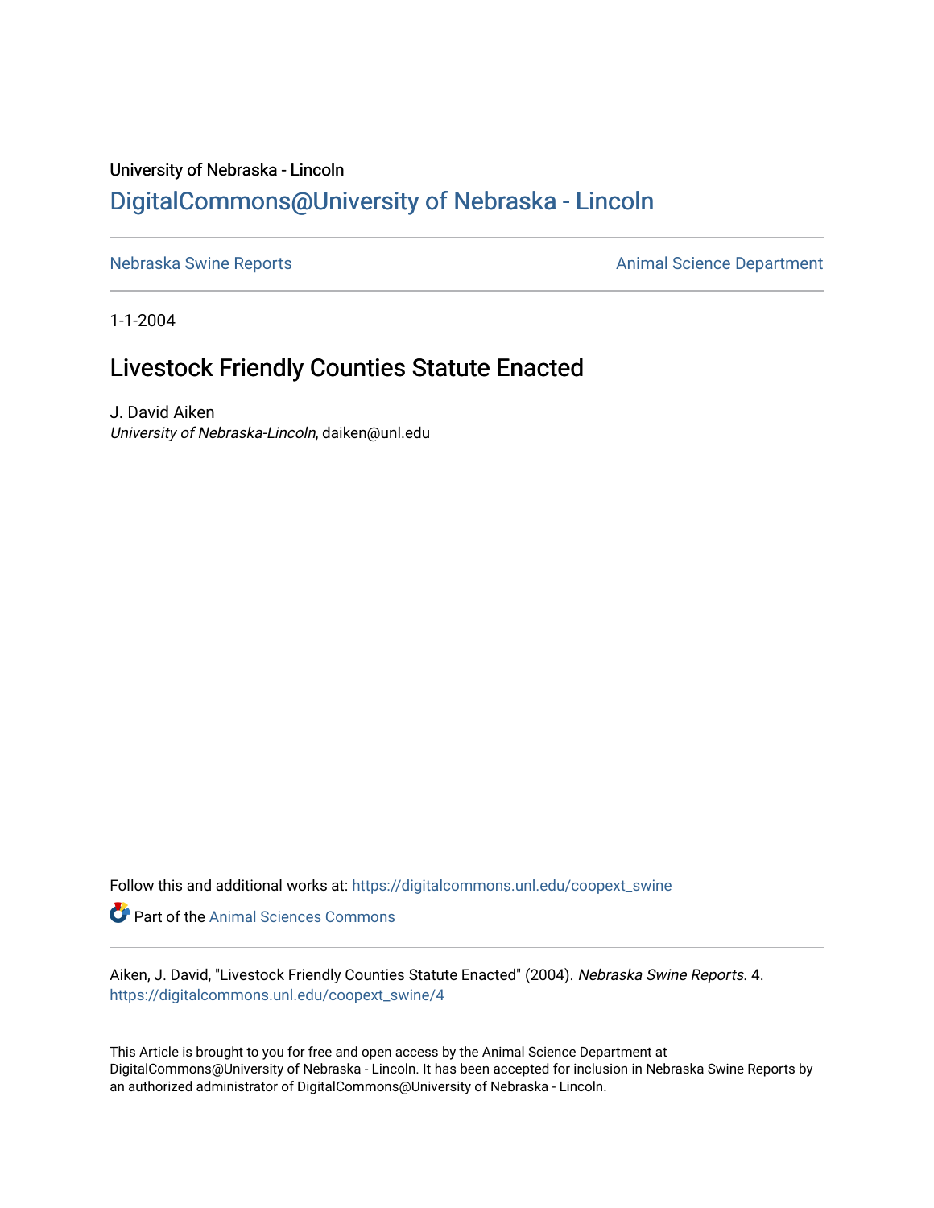University of Nebraska - Lincoln

# DigitalCommons@University of Nebraska - Lincoln

Nebraska Swine Reports | Animal Science Department

1-1-2004

## Livestock Friendly Counties Statute Enacted

J. David Aiken
*University of Nebraska-Lincoln*, daiken@unl.edu

Follow this and additional works at: https://digitalcommons.unl.edu/coopext_swine

Part of the Animal Sciences Commons

Aiken, J. David, "Livestock Friendly Counties Statute Enacted" (2004). *Nebraska Swine Reports*. 4.
https://digitalcommons.unl.edu/coopext_swine/4

This Article is brought to you for free and open access by the Animal Science Department at DigitalCommons@University of Nebraska - Lincoln. It has been accepted for inclusion in Nebraska Swine Reports by an authorized administrator of DigitalCommons@University of Nebraska - Lincoln.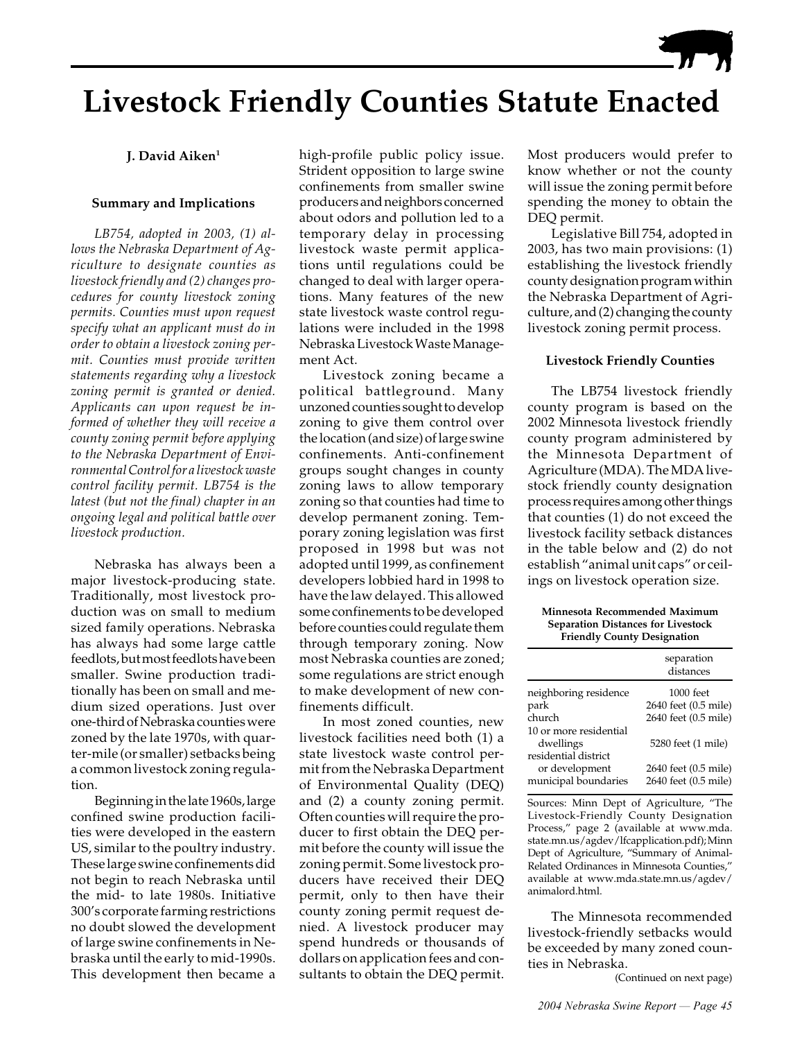# Livestock Friendly Counties Statute Enacted

**J. David Aiken**[1]

### Summary and Implications

*LB754, adopted in 2003, (1) allows the Nebraska Department of Agriculture to designate counties as livestock friendly and (2) changes procedures for county livestock zoning permits. Counties must upon request specify what an applicant must do in order to obtain a livestock zoning permit. Counties must provide written statements regarding why a livestock zoning permit is granted or denied. Applicants can upon request be informed of whether they will receive a county zoning permit before applying to the Nebraska Department of Environmental Control for a livestock waste control facility permit. LB754 is the latest (but not the final) chapter in an ongoing legal and political battle over livestock production.*

Nebraska has always been a major livestock-producing state. Traditionally, most livestock production was on small to medium sized family operations. Nebraska has always had some large cattle feedlots, but most feedlots have been smaller. Swine production traditionally has been on small and medium sized operations. Just over one-third of Nebraska counties were zoned by the late 1970s, with quarter-mile (or smaller) setbacks being a common livestock zoning regulation.

Beginning in the late 1960s, large confined swine production facilities were developed in the eastern US, similar to the poultry industry. These large swine confinements did not begin to reach Nebraska until the mid- to late 1980s. Initiative 300's corporate farming restrictions no doubt slowed the development of large swine confinements in Nebraska until the early to mid-1990s. This development then became a high-profile public policy issue. Strident opposition to large swine confinements from smaller swine producers and neighbors concerned about odors and pollution led to a temporary delay in processing livestock waste permit applications until regulations could be changed to deal with larger operations. Many features of the new state livestock waste control regulations were included in the 1998 Nebraska Livestock Waste Management Act.

Livestock zoning became a political battleground. Many unzoned counties sought to develop zoning to give them control over the location (and size) of large swine confinements. Anti-confinement groups sought changes in county zoning laws to allow temporary zoning so that counties had time to develop permanent zoning. Temporary zoning legislation was first proposed in 1998 but was not adopted until 1999, as confinement developers lobbied hard in 1998 to have the law delayed. This allowed some confinements to be developed before counties could regulate them through temporary zoning. Now most Nebraska counties are zoned; some regulations are strict enough to make development of new confinements difficult.

In most zoned counties, new livestock facilities need both (1) a state livestock waste control permit from the Nebraska Department of Environmental Quality (DEQ) and (2) a county zoning permit. Often counties will require the producer to first obtain the DEQ permit before the county will issue the zoning permit. Some livestock producers have received their DEQ permit, only to then have their county zoning permit request denied. A livestock producer may spend hundreds or thousands of dollars on application fees and consultants to obtain the DEQ permit. Most producers would prefer to know whether or not the county will issue the zoning permit before spending the money to obtain the DEQ permit.

Legislative Bill 754, adopted in 2003, has two main provisions: (1) establishing the livestock friendly county designation program within the Nebraska Department of Agriculture, and (2) changing the county livestock zoning permit process.

### Livestock Friendly Counties

The LB754 livestock friendly county program is based on the 2002 Minnesota livestock friendly county program administered by the Minnesota Department of Agriculture (MDA). The MDA livestock friendly county designation process requires among other things that counties (1) do not exceed the livestock facility setback distances in the table below and (2) do not establish "animal unit caps" or ceilings on livestock operation size.

**Minnesota Recommended Maximum Separation Distances for Livestock Friendly County Designation**

| | separation distances |
|---|---|
| neighboring residence | 1000 feet |
| park | 2640 feet (0.5 mile) |
| church | 2640 feet (0.5 mile) |
| 10 or more residential dwellings | 5280 feet (1 mile) |
| residential district or development | 2640 feet (0.5 mile) |
| municipal boundaries | 2640 feet (0.5 mile) |

Sources: Minn Dept of Agriculture, "The Livestock-Friendly County Designation Process," page 2 (available at www.mda.state.mn.us/agdev/lfcapplication.pdf); Minn Dept of Agriculture, "Summary of Animal-Related Ordinances in Minnesota Counties," available at www.mda.state.mn.us/agdev/animalord.html.

The Minnesota recommended livestock-friendly setbacks would be exceeded by many zoned counties in Nebraska.

(Continued on next page)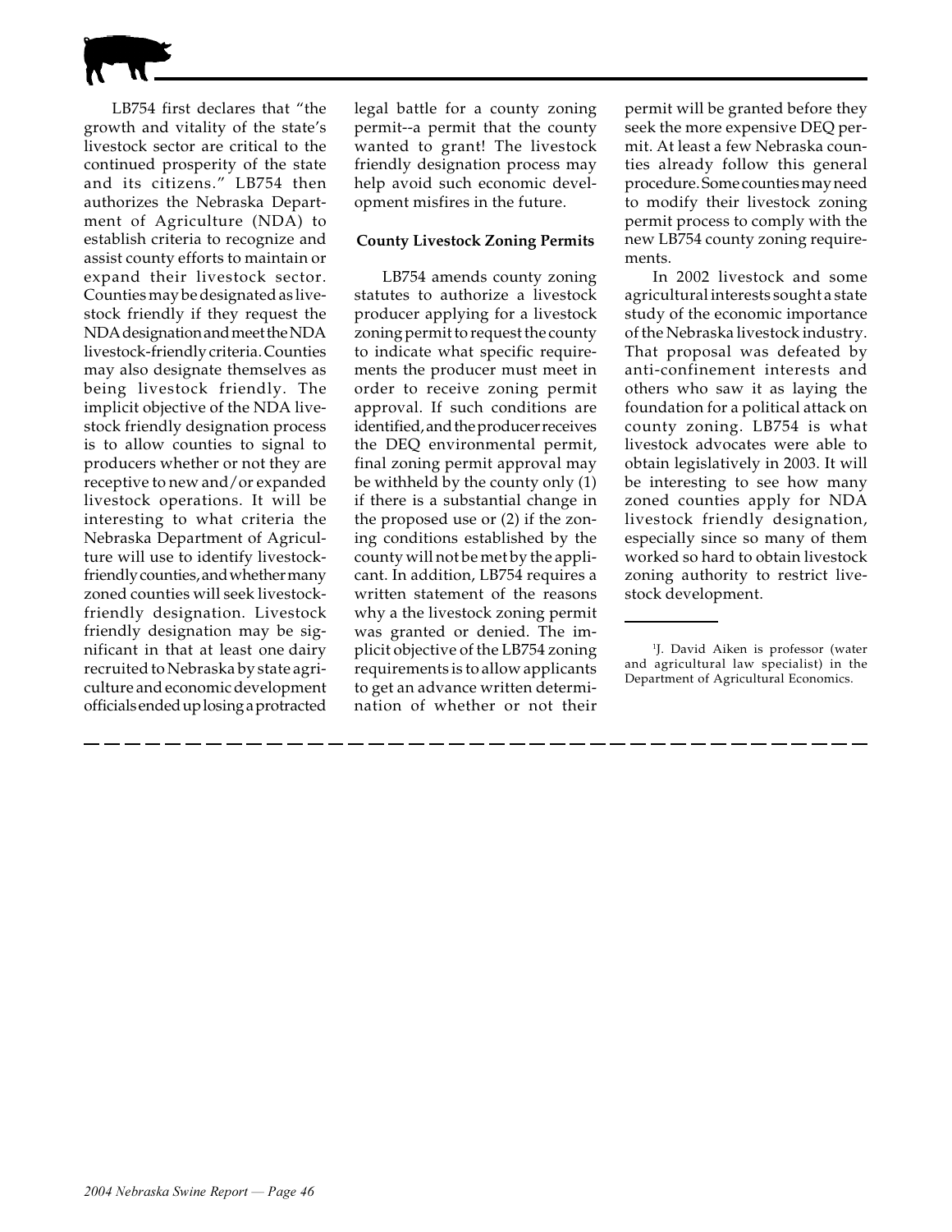LB754 first declares that "the growth and vitality of the state's livestock sector are critical to the continued prosperity of the state and its citizens." LB754 then authorizes the Nebraska Department of Agriculture (NDA) to establish criteria to recognize and assist county efforts to maintain or expand their livestock sector. Counties may be designated as livestock friendly if they request the NDA designation and meet the NDA livestock-friendly criteria. Counties may also designate themselves as being livestock friendly. The implicit objective of the NDA livestock friendly designation process is to allow counties to signal to producers whether or not they are receptive to new and/or expanded livestock operations. It will be interesting to what criteria the Nebraska Department of Agriculture will use to identify livestock-friendly counties, and whether many zoned counties will seek livestock-friendly designation. Livestock friendly designation may be significant in that at least one dairy recruited to Nebraska by state agriculture and economic development officials ended up losing a protracted legal battle for a county zoning permit--a permit that the county wanted to grant! The livestock friendly designation process may help avoid such economic development misfires in the future.

**County Livestock Zoning Permits**

LB754 amends county zoning statutes to authorize a livestock producer applying for a livestock zoning permit to request the county to indicate what specific requirements the producer must meet in order to receive zoning permit approval. If such conditions are identified, and the producer receives the DEQ environmental permit, final zoning permit approval may be withheld by the county only (1) if there is a substantial change in the proposed use or (2) if the zoning conditions established by the county will not be met by the applicant. In addition, LB754 requires a written statement of the reasons why a the livestock zoning permit was granted or denied. The implicit objective of the LB754 zoning requirements is to allow applicants to get an advance written determination of whether or not their permit will be granted before they seek the more expensive DEQ permit. At least a few Nebraska counties already follow this general procedure. Some counties may need to modify their livestock zoning permit process to comply with the new LB754 county zoning requirements.

In 2002 livestock and some agricultural interests sought a state study of the economic importance of the Nebraska livestock industry. That proposal was defeated by anti-confinement interests and others who saw it as laying the foundation for a political attack on county zoning. LB754 is what livestock advocates were able to obtain legislatively in 2003. It will be interesting to see how many zoned counties apply for NDA livestock friendly designation, especially since so many of them worked so hard to obtain livestock zoning authority to restrict livestock development.

---

[1]J. David Aiken is professor (water and agricultural law specialist) in the Department of Agricultural Economics.